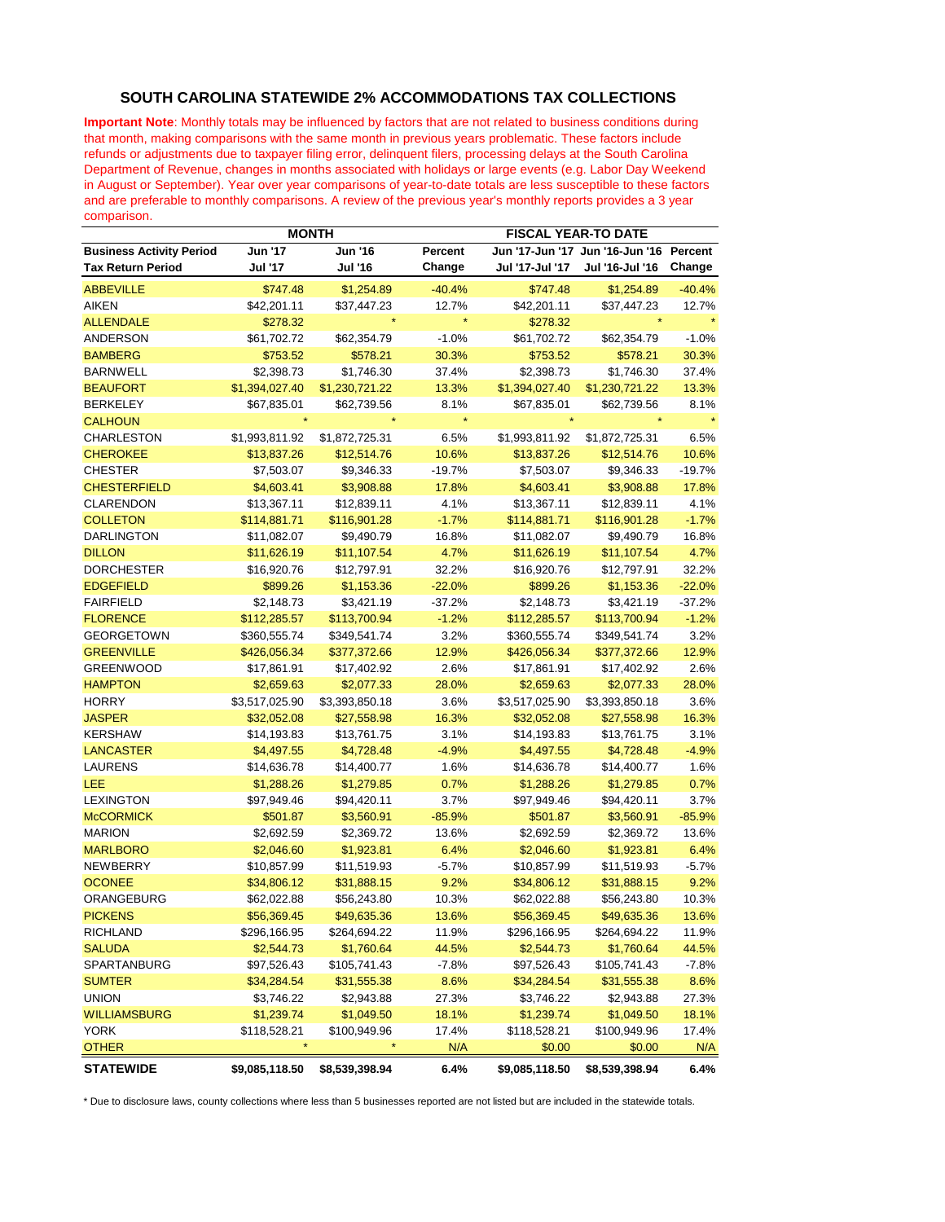## SOUTH CAROLINA STATEWIDE 2% ACCOMMODATIONS TAX COLLECTIONS

**Important Note**: Monthly totals may be influenced by factors that are not related to business conditions during that month, making comparisons with the same month in previous years problematic. These factors include refunds or adjustments due to taxpayer filing error, delinquent filers, processing delays at the South Carolina Department of Revenue, changes in months associated with holidays or large events (e.g. Labor Day Weekend in August or September). Year over year comparisons of year-to-date totals are less susceptible to these factors and are preferable to monthly comparisons. A review of the previous year's monthly reports provides a 3 year comparison.

| | MONTH | | | FISCAL YEAR-TO DATE | | |
|---|---|---|---|---|---|---|
| **Business Activity Period** | **Jun '17** | **Jun '16** | **Percent** | **Jun '17-Jun '17** | **Jun '16-Jun '16** | **Percent** |
| **Tax Return Period** | **Jul '17** | **Jul '16** | **Change** | **Jul '17-Jul '17** | **Jul '16-Jul '16** | **Change** |
| ABBEVILLE | $747.48 | $1,254.89 | -40.4% | $747.48 | $1,254.89 | -40.4% |
| AIKEN | $42,201.11 | $37,447.23 | 12.7% | $42,201.11 | $37,447.23 | 12.7% |
| ALLENDALE | $278.32 | * | * | $278.32 | * | * |
| ANDERSON | $61,702.72 | $62,354.79 | -1.0% | $61,702.72 | $62,354.79 | -1.0% |
| BAMBERG | $753.52 | $578.21 | 30.3% | $753.52 | $578.21 | 30.3% |
| BARNWELL | $2,398.73 | $1,746.30 | 37.4% | $2,398.73 | $1,746.30 | 37.4% |
| BEAUFORT | $1,394,027.40 | $1,230,721.22 | 13.3% | $1,394,027.40 | $1,230,721.22 | 13.3% |
| BERKELEY | $67,835.01 | $62,739.56 | 8.1% | $67,835.01 | $62,739.56 | 8.1% |
| CALHOUN | * | * | * | * | * | * |
| CHARLESTON | $1,993,811.92 | $1,872,725.31 | 6.5% | $1,993,811.92 | $1,872,725.31 | 6.5% |
| CHEROKEE | $13,837.26 | $12,514.76 | 10.6% | $13,837.26 | $12,514.76 | 10.6% |
| CHESTER | $7,503.07 | $9,346.33 | -19.7% | $7,503.07 | $9,346.33 | -19.7% |
| CHESTERFIELD | $4,603.41 | $3,908.88 | 17.8% | $4,603.41 | $3,908.88 | 17.8% |
| CLARENDON | $13,367.11 | $12,839.11 | 4.1% | $13,367.11 | $12,839.11 | 4.1% |
| COLLETON | $114,881.71 | $116,901.28 | -1.7% | $114,881.71 | $116,901.28 | -1.7% |
| DARLINGTON | $11,082.07 | $9,490.79 | 16.8% | $11,082.07 | $9,490.79 | 16.8% |
| DILLON | $11,626.19 | $11,107.54 | 4.7% | $11,626.19 | $11,107.54 | 4.7% |
| DORCHESTER | $16,920.76 | $12,797.91 | 32.2% | $16,920.76 | $12,797.91 | 32.2% |
| EDGEFIELD | $899.26 | $1,153.36 | -22.0% | $899.26 | $1,153.36 | -22.0% |
| FAIRFIELD | $2,148.73 | $3,421.19 | -37.2% | $2,148.73 | $3,421.19 | -37.2% |
| FLORENCE | $112,285.57 | $113,700.94 | -1.2% | $112,285.57 | $113,700.94 | -1.2% |
| GEORGETOWN | $360,555.74 | $349,541.74 | 3.2% | $360,555.74 | $349,541.74 | 3.2% |
| GREENVILLE | $426,056.34 | $377,372.66 | 12.9% | $426,056.34 | $377,372.66 | 12.9% |
| GREENWOOD | $17,861.91 | $17,402.92 | 2.6% | $17,861.91 | $17,402.92 | 2.6% |
| HAMPTON | $2,659.63 | $2,077.33 | 28.0% | $2,659.63 | $2,077.33 | 28.0% |
| HORRY | $3,517,025.90 | $3,393,850.18 | 3.6% | $3,517,025.90 | $3,393,850.18 | 3.6% |
| JASPER | $32,052.08 | $27,558.98 | 16.3% | $32,052.08 | $27,558.98 | 16.3% |
| KERSHAW | $14,193.83 | $13,761.75 | 3.1% | $14,193.83 | $13,761.75 | 3.1% |
| LANCASTER | $4,497.55 | $4,728.48 | -4.9% | $4,497.55 | $4,728.48 | -4.9% |
| LAURENS | $14,636.78 | $14,400.77 | 1.6% | $14,636.78 | $14,400.77 | 1.6% |
| LEE | $1,288.26 | $1,279.85 | 0.7% | $1,288.26 | $1,279.85 | 0.7% |
| LEXINGTON | $97,949.46 | $94,420.11 | 3.7% | $97,949.46 | $94,420.11 | 3.7% |
| McCORMICK | $501.87 | $3,560.91 | -85.9% | $501.87 | $3,560.91 | -85.9% |
| MARION | $2,692.59 | $2,369.72 | 13.6% | $2,692.59 | $2,369.72 | 13.6% |
| MARLBORO | $2,046.60 | $1,923.81 | 6.4% | $2,046.60 | $1,923.81 | 6.4% |
| NEWBERRY | $10,857.99 | $11,519.93 | -5.7% | $10,857.99 | $11,519.93 | -5.7% |
| OCONEE | $34,806.12 | $31,888.15 | 9.2% | $34,806.12 | $31,888.15 | 9.2% |
| ORANGEBURG | $62,022.88 | $56,243.80 | 10.3% | $62,022.88 | $56,243.80 | 10.3% |
| PICKENS | $56,369.45 | $49,635.36 | 13.6% | $56,369.45 | $49,635.36 | 13.6% |
| RICHLAND | $296,166.95 | $264,694.22 | 11.9% | $296,166.95 | $264,694.22 | 11.9% |
| SALUDA | $2,544.73 | $1,760.64 | 44.5% | $2,544.73 | $1,760.64 | 44.5% |
| SPARTANBURG | $97,526.43 | $105,741.43 | -7.8% | $97,526.43 | $105,741.43 | -7.8% |
| SUMTER | $34,284.54 | $31,555.38 | 8.6% | $34,284.54 | $31,555.38 | 8.6% |
| UNION | $3,746.22 | $2,943.88 | 27.3% | $3,746.22 | $2,943.88 | 27.3% |
| WILLIAMSBURG | $1,239.74 | $1,049.50 | 18.1% | $1,239.74 | $1,049.50 | 18.1% |
| YORK | $118,528.21 | $100,949.96 | 17.4% | $118,528.21 | $100,949.96 | 17.4% |
| OTHER | * | * | N/A | $0.00 | $0.00 | N/A |
| **STATEWIDE** | **$9,085,118.50** | **$8,539,398.94** | **6.4%** | **$9,085,118.50** | **$8,539,398.94** | **6.4%** |

* Due to disclosure laws, county collections where less than 5 businesses reported are not listed but are included in the statewide totals.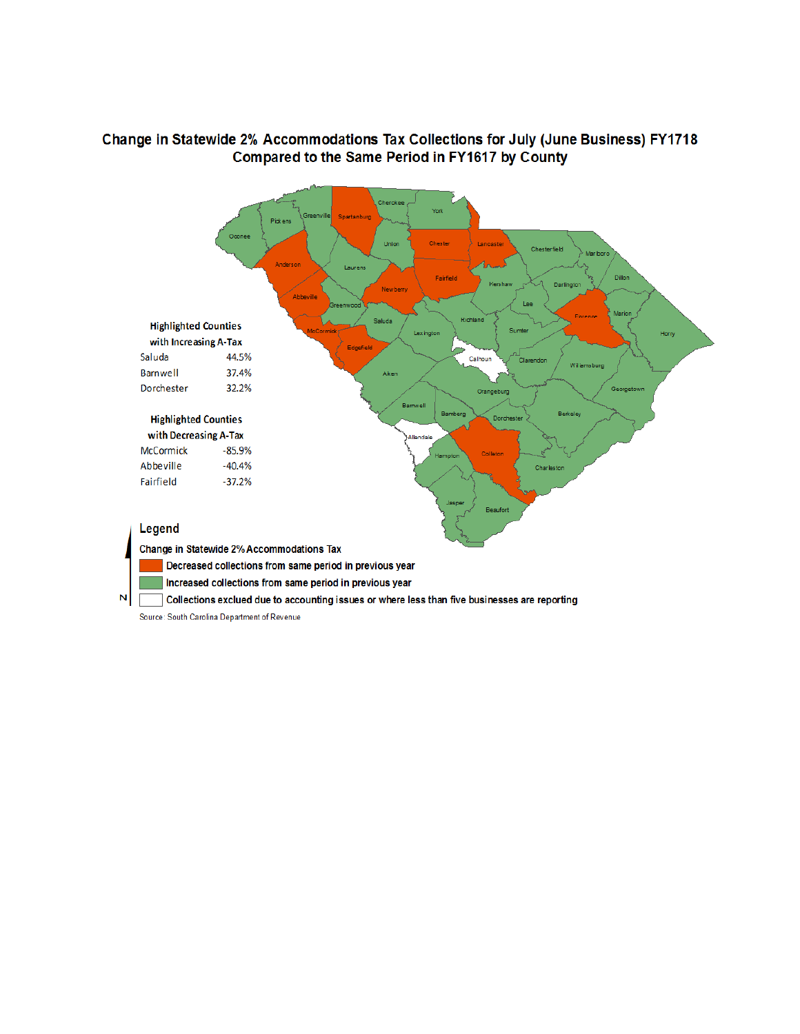## Change in Statewide 2% Accommodations Tax Collections for July (June Business) FY1718 Compared to the Same Period in FY1617 by County

Oconee
Pickens
Greenville
Spartanburg
Cherokee
York
Union
Chester
Lancaster
Chesterfield
Marlboro
Anderson
Laurens
Fairfield
Kershaw
Darlington
Dillon
Abbeville
Greenwood
Newberry
Lee
Florence
Marion
Saluda
Richland
Sumter
Horry
McCormick
Lexington
Edgefield
Calhoun
Clarendon
Williamsburg
Aiken
Orangeburg
Georgetown
Barnwell
Bamberg
Dorchester
Berkeley
Allendale
Hampton
Colleton
Charleston
Jasper
Beaufort

**Highlighted Counties with Increasing A-Tax**

| | |
|---|---|
| Saluda | 44.5% |
| Barnwell | 37.4% |
| Dorchester | 32.2% |

**Highlighted Counties with Decreasing A-Tax**

| | |
|---|---|
| McCormick | -85.9% |
| Abbeville | -40.4% |
| Fairfield | -37.2% |

### Legend

N

Change in Statewide 2% Accommodations Tax

- Decreased collections from same period in previous year
- Increased collections from same period in previous year
- Collections exclued due to accounting issues or where less than five businesses are reporting

Source: South Carolina Department of Revenue